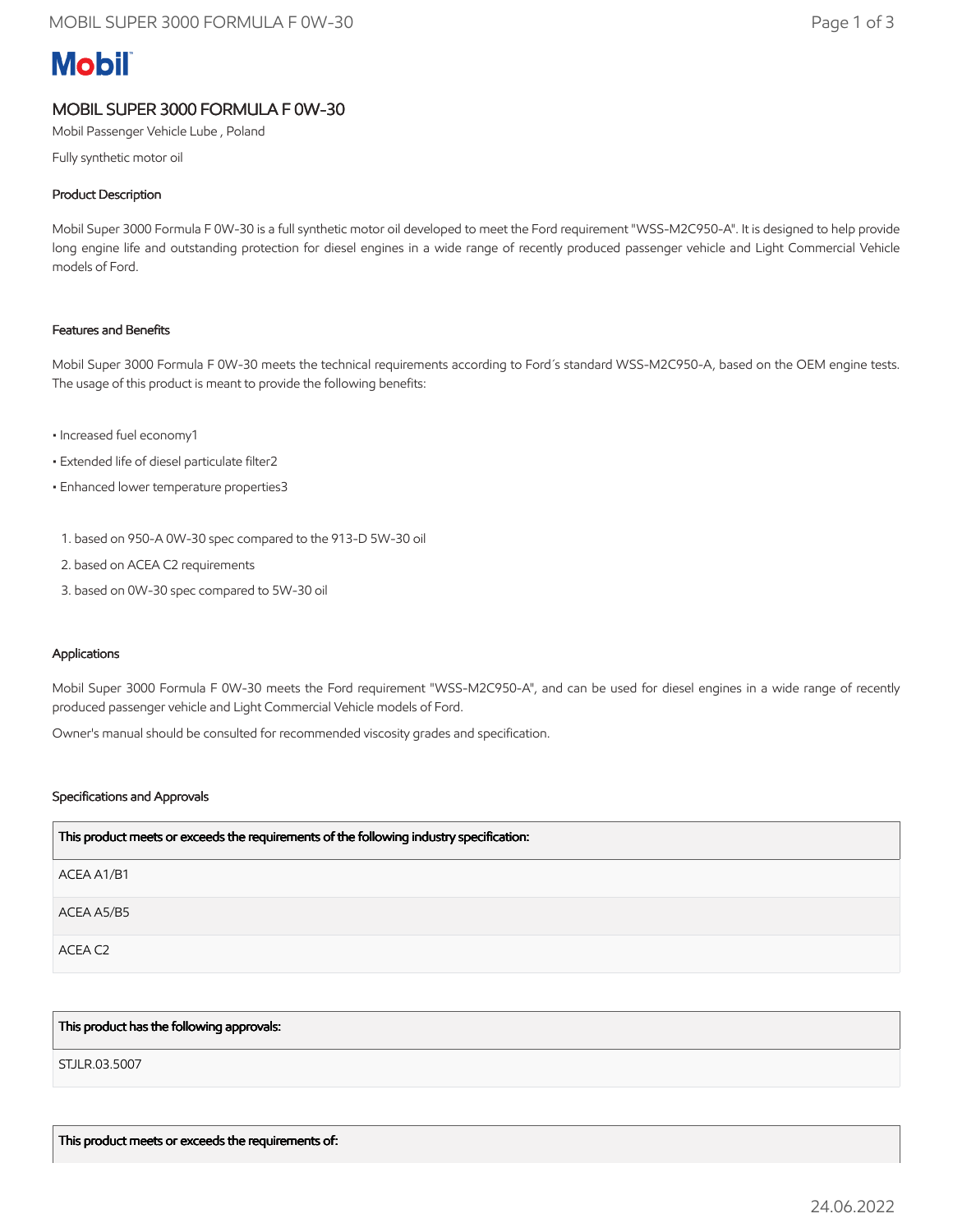Mobil

# MOBIL SUPER 3000 FORMULA F 0W-30

Mobil Passenger Vehicle Lube , Poland

Fully synthetic motor oil

### Product Description

Mobil Super 3000 Formula F 0W-30 is a full synthetic motor oil developed to meet the Ford requirement "WSS-M2C950-A". It is designed to help provide long engine life and outstanding protection for diesel engines in a wide range of recently produced passenger vehicle and Light Commercial Vehicle models of Ford.

### Features and Benefits

Mobil Super 3000 Formula F 0W-30 meets the technical requirements according to Ford´s standard WSS-M2C950-A, based on the OEM engine tests. The usage of this product is meant to provide the following benefits:

• Increased fuel economy1

• Extended life of diesel particulate filter2

• Enhanced lower temperature properties3

1. based on 950-A 0W-30 spec compared to the 913-D 5W-30 oil
2. based on ACEA C2 requirements
3. based on 0W-30 spec compared to 5W-30 oil

### Applications

Mobil Super 3000 Formula F 0W-30 meets the Ford requirement "WSS-M2C950-A", and can be used for diesel engines in a wide range of recently produced passenger vehicle and Light Commercial Vehicle models of Ford.

Owner's manual should be consulted for recommended viscosity grades and specification.

### Specifications and Approvals

| This product meets or exceeds the requirements of the following industry specification: |
|---|
| ACEA A1/B1 |
| ACEA A5/B5 |
| ACEA C2 |

| This product has the following approvals: |
|---|
| STJLR.03.5007 |

| This product meets or exceeds the requirements of: |
|---|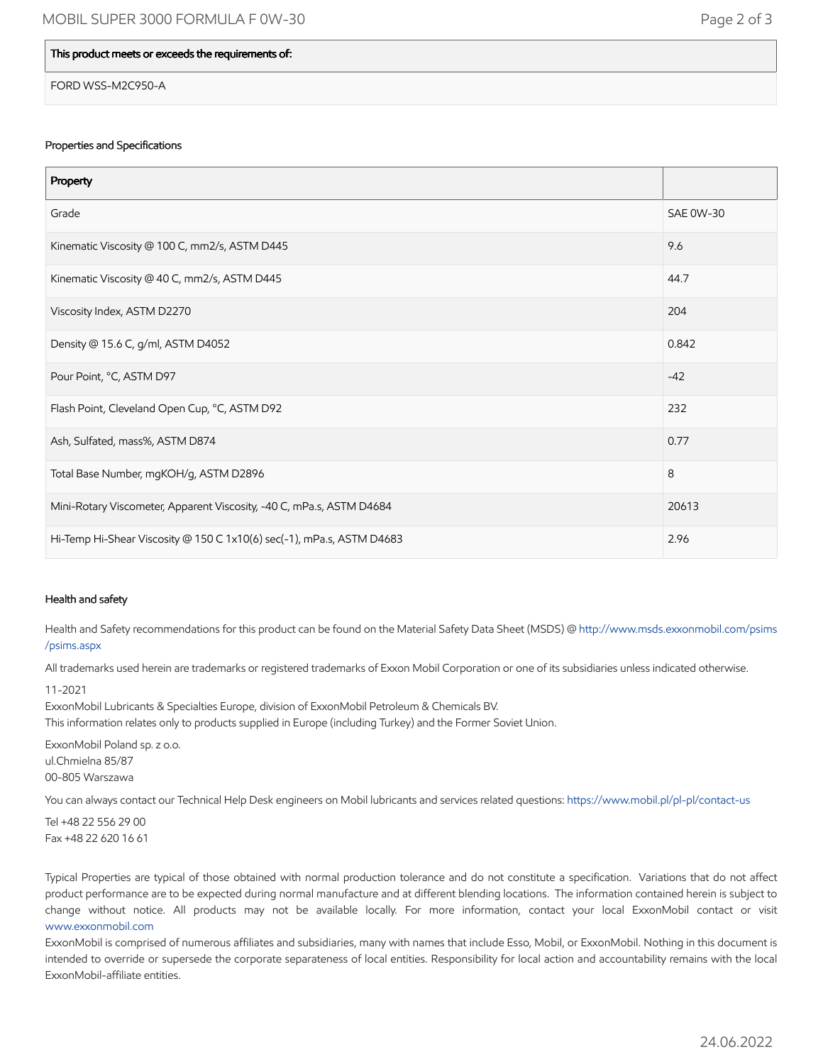| This product meets or exceeds the requirements of: |
| --- |
| FORD WSS-M2C950-A |

### Properties and Specifications

| Property | |
| --- | --- |
| Grade | SAE 0W-30 |
| Kinematic Viscosity @ 100 C, mm2/s, ASTM D445 | 9.6 |
| Kinematic Viscosity @ 40 C, mm2/s, ASTM D445 | 44.7 |
| Viscosity Index, ASTM D2270 | 204 |
| Density @ 15.6 C, g/ml, ASTM D4052 | 0.842 |
| Pour Point, °C, ASTM D97 | -42 |
| Flash Point, Cleveland Open Cup, °C, ASTM D92 | 232 |
| Ash, Sulfated, mass%, ASTM D874 | 0.77 |
| Total Base Number, mgKOH/g, ASTM D2896 | 8 |
| Mini-Rotary Viscometer, Apparent Viscosity, -40 C, mPa.s, ASTM D4684 | 20613 |
| Hi-Temp Hi-Shear Viscosity @ 150 C 1x10(6) sec(-1), mPa.s, ASTM D4683 | 2.96 |

### Health and safety

Health and Safety recommendations for this product can be found on the Material Safety Data Sheet (MSDS) @ http://www.msds.exxonmobil.com/psims/psims.aspx

All trademarks used herein are trademarks or registered trademarks of Exxon Mobil Corporation or one of its subsidiaries unless indicated otherwise.

11-2021
ExxonMobil Lubricants & Specialties Europe, division of ExxonMobil Petroleum & Chemicals BV.
This information relates only to products supplied in Europe (including Turkey) and the Former Soviet Union.

ExxonMobil Poland sp. z o.o.
ul.Chmielna 85/87
00-805 Warszawa

You can always contact our Technical Help Desk engineers on Mobil lubricants and services related questions: https://www.mobil.pl/pl-pl/contact-us

Tel +48 22 556 29 00
Fax +48 22 620 16 61

Typical Properties are typical of those obtained with normal production tolerance and do not constitute a specification. Variations that do not affect product performance are to be expected during normal manufacture and at different blending locations. The information contained herein is subject to change without notice. All products may not be available locally. For more information, contact your local ExxonMobil contact or visit www.exxonmobil.com
ExxonMobil is comprised of numerous affiliates and subsidiaries, many with names that include Esso, Mobil, or ExxonMobil. Nothing in this document is intended to override or supersede the corporate separateness of local entities. Responsibility for local action and accountability remains with the local ExxonMobil-affiliate entities.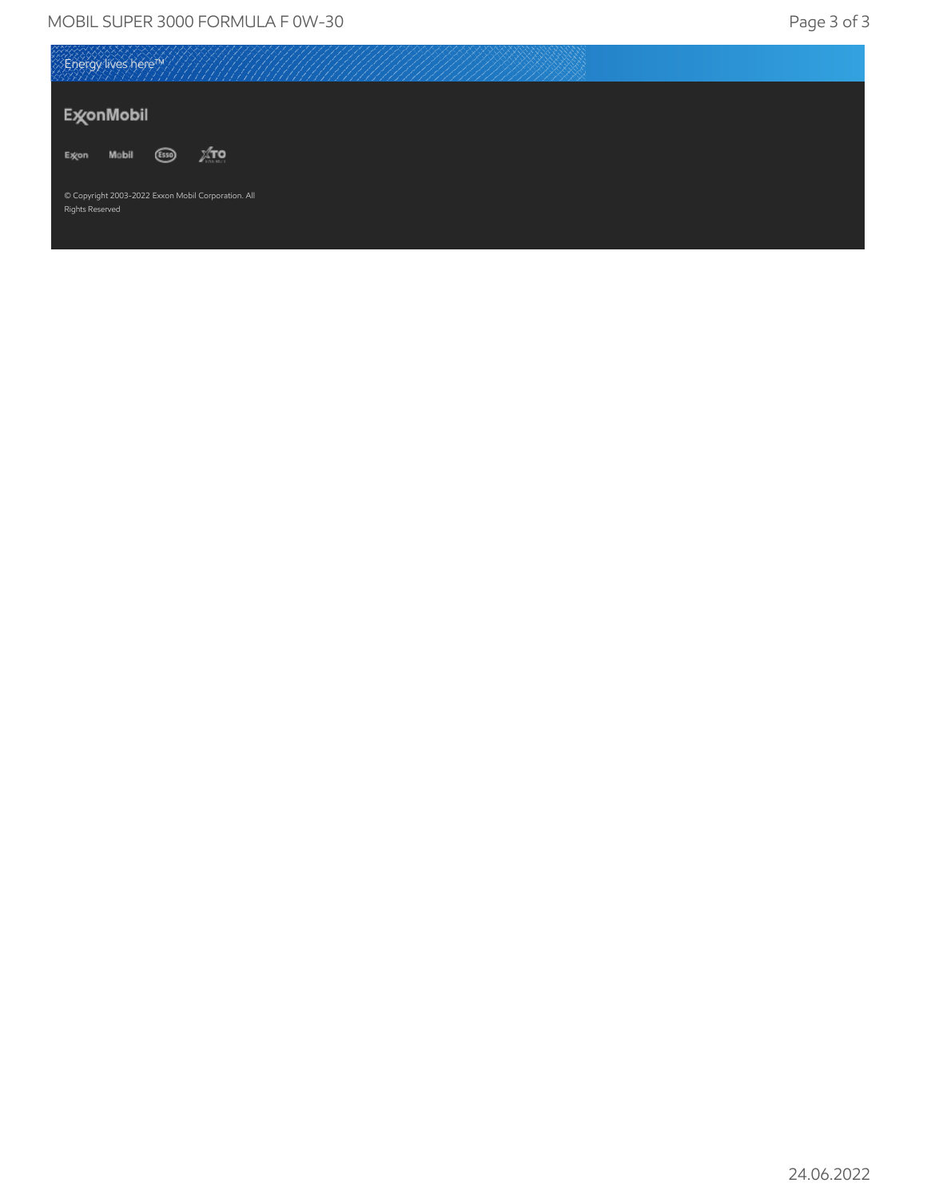Energy lives here™

ExxonMobil

Exxon Mobil Esso XTO

© Copyright 2003-2022 Exxon Mobil Corporation. All Rights Reserved